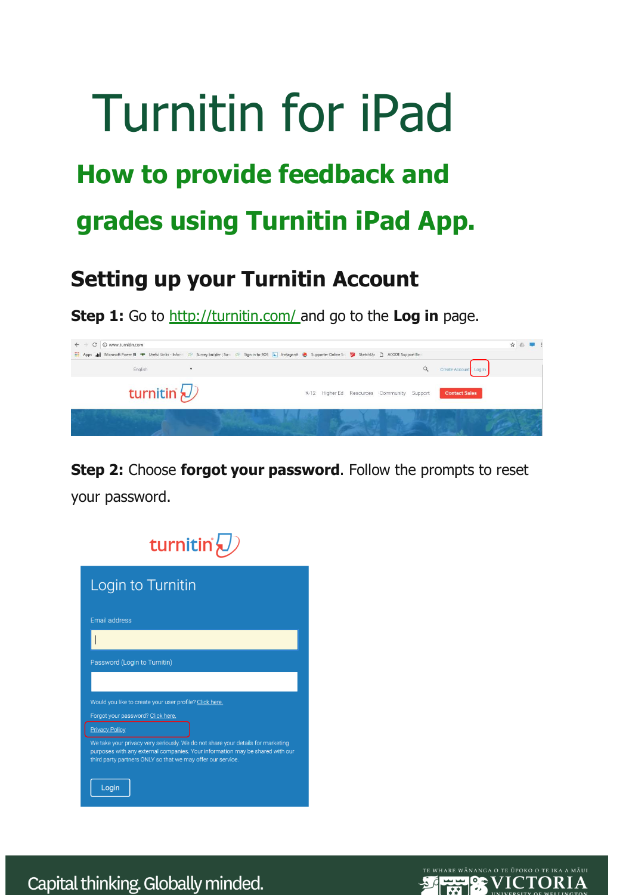# Turnitin for iPad

## How to provide feedback and grades using Turnitin iPad App.

### Setting up your Turnitin Account

**Step 1:** Go to http://turnitin.com/ and go to the **Log in** page.

**Step 2:** Choose **forgot your password**. Follow the prompts to reset your password.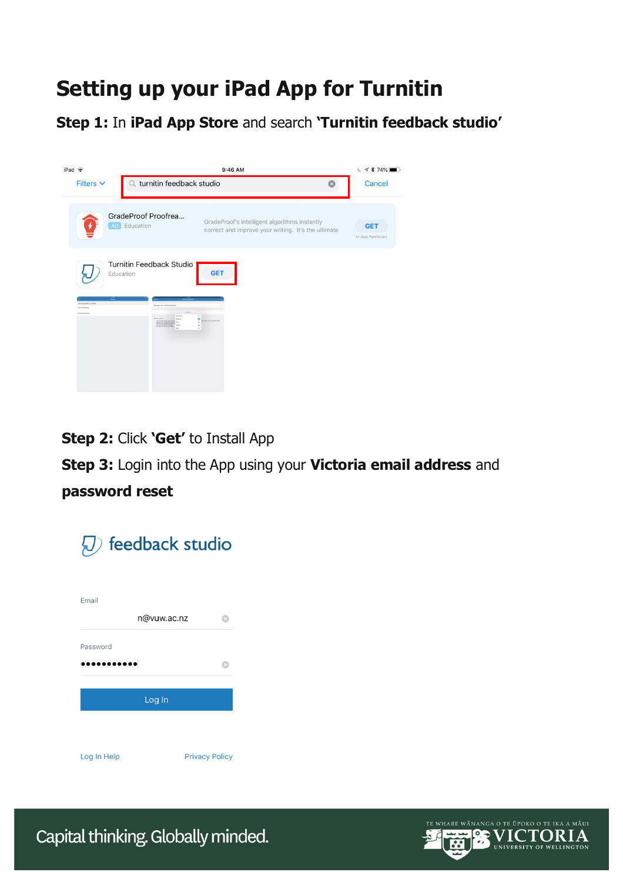# Setting up your iPad App for Turnitin

**Step 1:** In **iPad App Store** and search **'Turnitin feedback studio'**

**Step 2:** Click **'Get'** to Install App

**Step 3:** Login into the App using your **Victoria email address** and **password reset**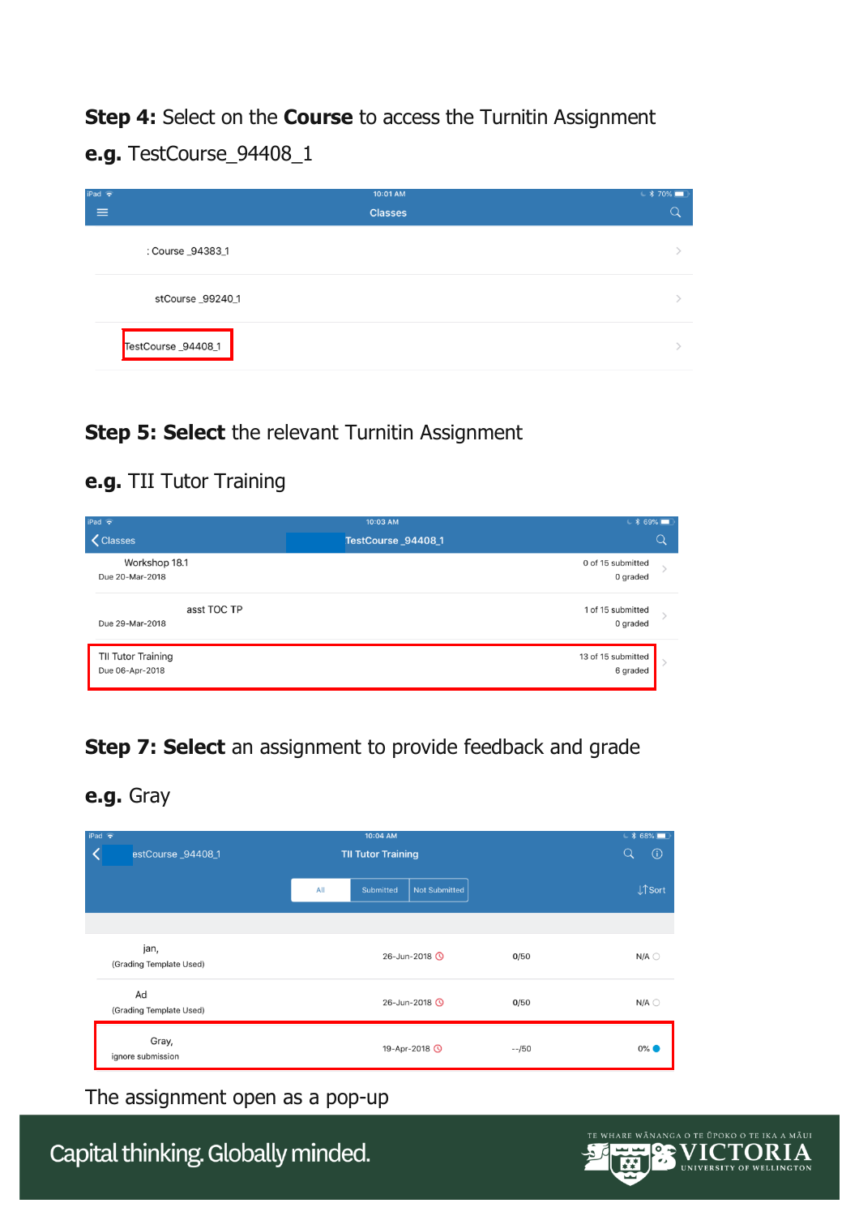**Step 4:** Select on the **Course** to access the Turnitin Assignment

**e.g.** TestCourse_94408_1

**Step 5: Select** the relevant Turnitin Assignment

**e.g.** TII Tutor Training

**Step 7: Select** an assignment to provide feedback and grade

**e.g.** Gray

The assignment open as a pop-up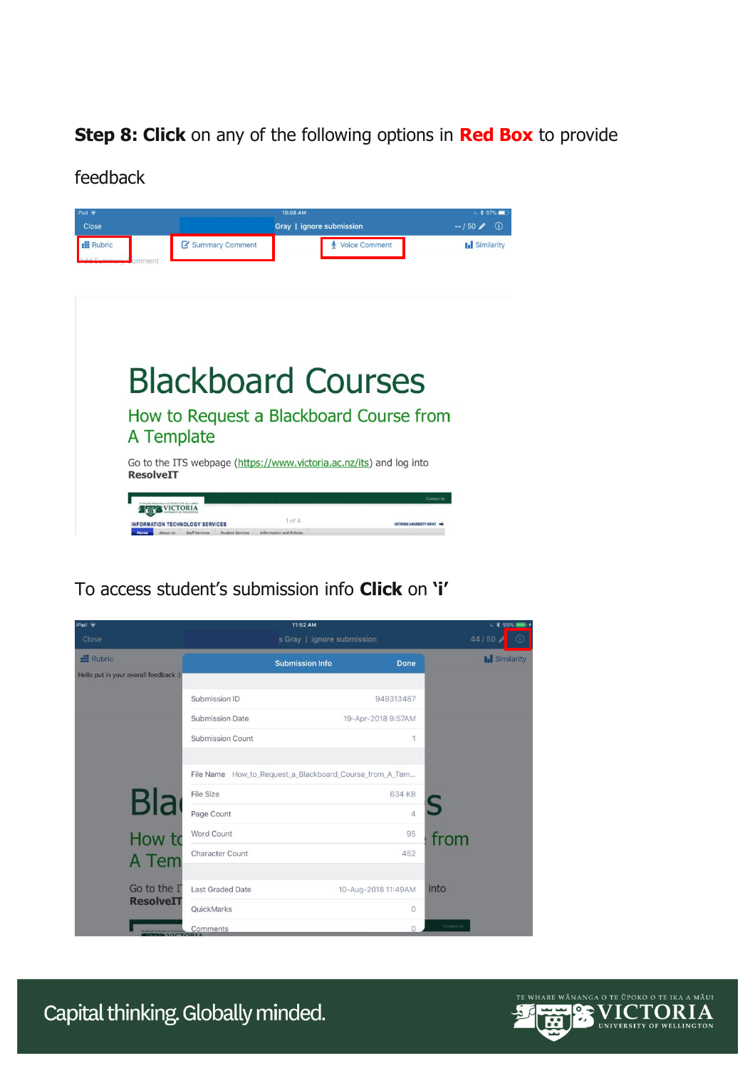**Step 8: Click** on any of the following options in **Red Box** to provide feedback

To access student's submission info **Click** on **'i'**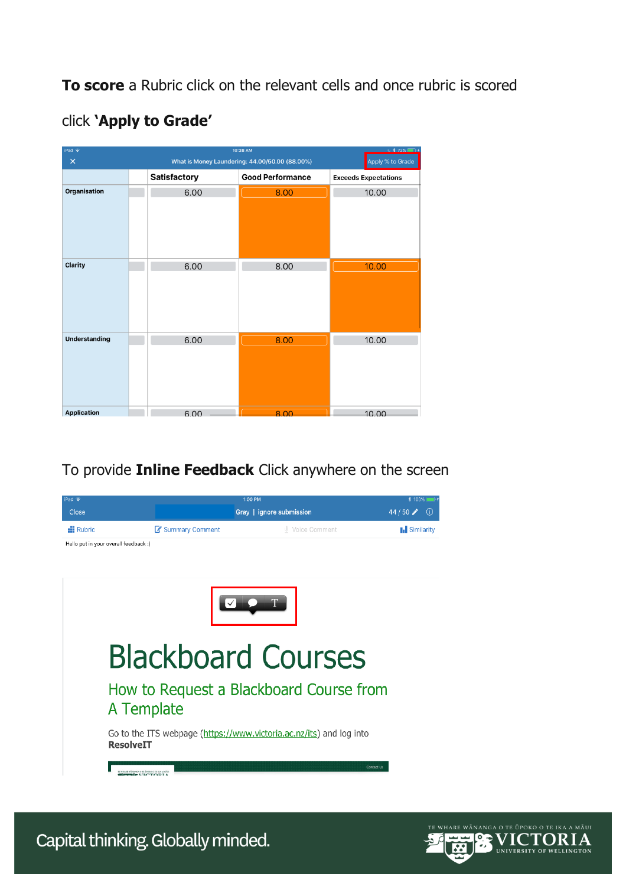**To score** a Rubric click on the relevant cells and once rubric is scored click **'Apply to Grade'**

To provide **Inline Feedback** Click anywhere on the screen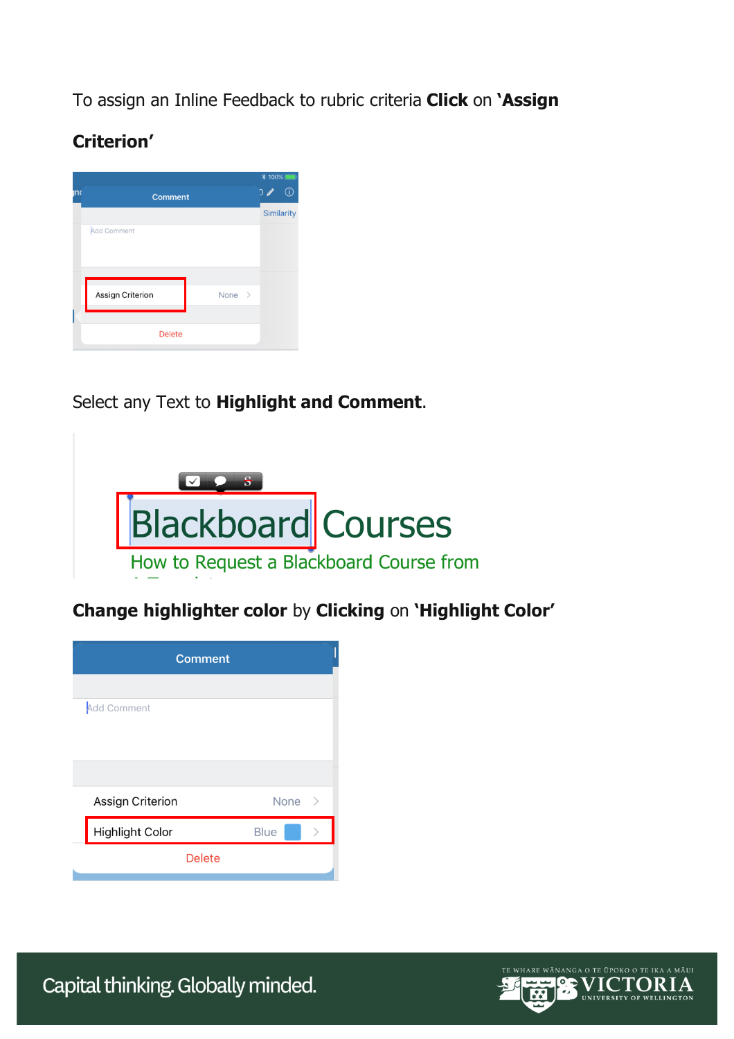To assign an Inline Feedback to rubric criteria **Click** on **'Assign Criterion'**

Select any Text to **Highlight and Comment**.

**Change highlighter color** by **Clicking** on **'Highlight Color'**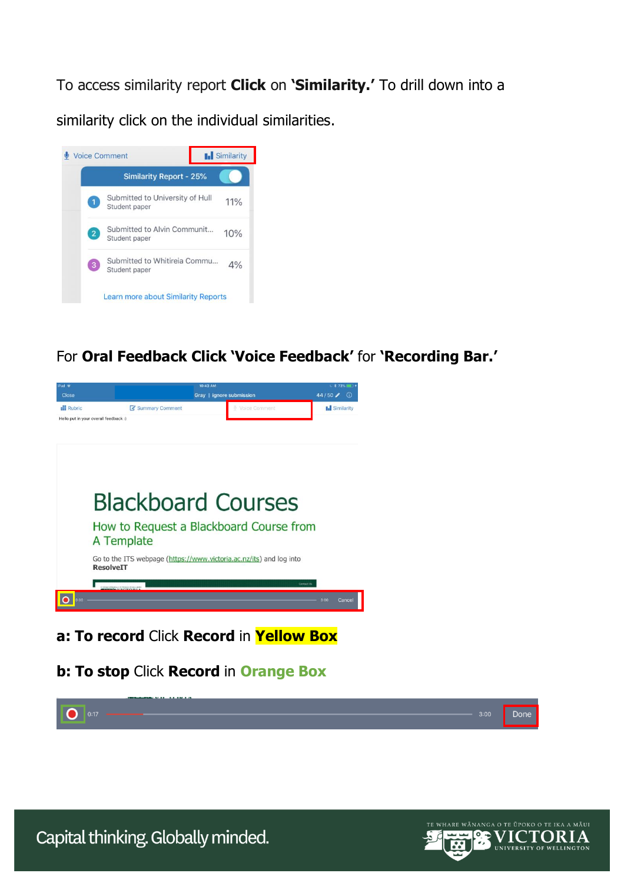To access similarity report **Click** on **'Similarity.'** To drill down into a similarity click on the individual similarities.

For **Oral Feedback Click 'Voice Feedback'** for **'Recording Bar.'**

**a: To record** Click **Record** in **Yellow Box**

**b: To stop** Click **Record** in **Orange Box**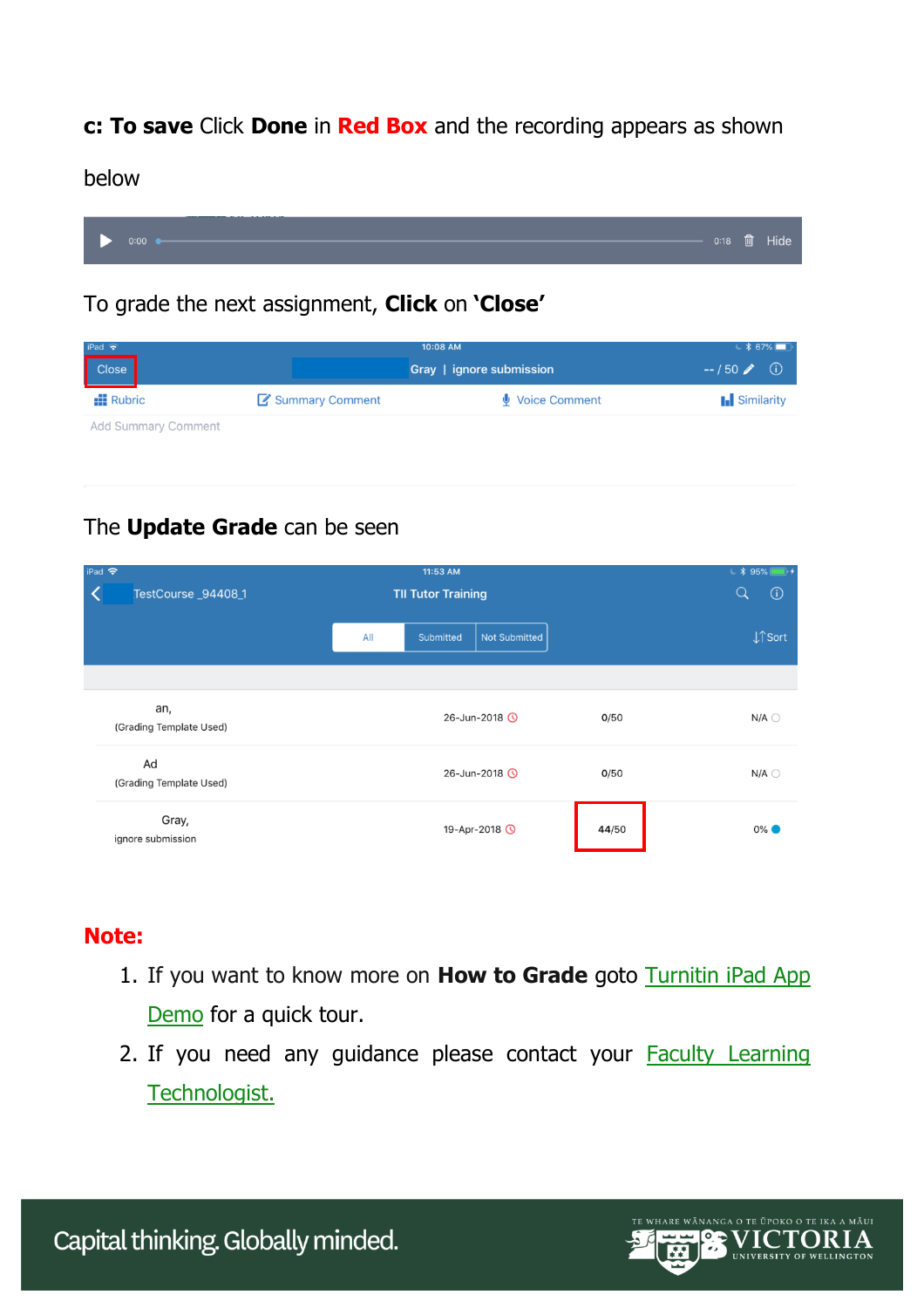**c: To save** Click **Done** in **Red Box** and the recording appears as shown below

To grade the next assignment, **Click** on **'Close'**

The **Update Grade** can be seen

**Note:**

1. If you want to know more on **How to Grade** goto [Turnitin iPad App Demo] for a quick tour.
2. If you need any guidance please contact your [Faculty Learning Technologist.]

Capital thinking. Globally minded.